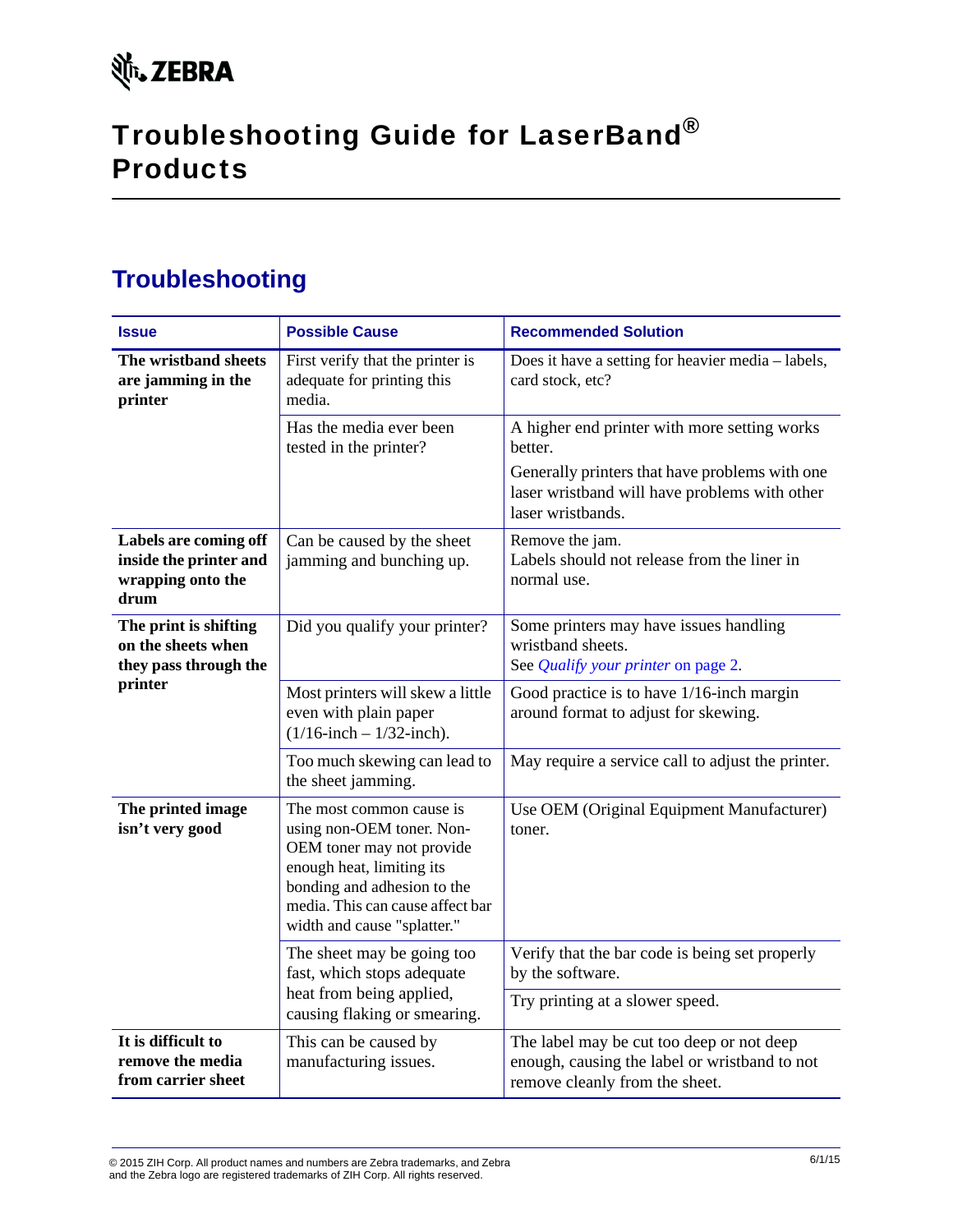# Troubleshooting Guide for LaserBand® Products

## Troubleshooting

| Issue | Possible Cause | Recommended Solution |
| --- | --- | --- |
| **The wristband sheets are jamming in the printer** | First verify that the printer is adequate for printing this media. | Does it have a setting for heavier media – labels, card stock, etc? |
| | Has the media ever been tested in the printer? | A higher end printer with more setting works better.<br>Generally printers that have problems with one laser wristband will have problems with other laser wristbands. |
| **Labels are coming off inside the printer and wrapping onto the drum** | Can be caused by the sheet jamming and bunching up. | Remove the jam.<br>Labels should not release from the liner in normal use. |
| **The print is shifting on the sheets when they pass through the printer** | Did you qualify your printer? | Some printers may have issues handling wristband sheets.<br>See *Qualify your printer* on page 2. |
| | Most printers will skew a little even with plain paper (1/16-inch – 1/32-inch). | Good practice is to have 1/16-inch margin around format to adjust for skewing. |
| | Too much skewing can lead to the sheet jamming. | May require a service call to adjust the printer. |
| **The printed image isn't very good** | The most common cause is using non-OEM toner. Non-OEM toner may not provide enough heat, limiting its bonding and adhesion to the media. This can cause affect bar width and cause "splatter." | Use OEM (Original Equipment Manufacturer) toner. |
| | The sheet may be going too fast, which stops adequate heat from being applied, causing flaking or smearing. | Verify that the bar code is being set properly by the software. |
| | | Try printing at a slower speed. |
| **It is difficult to remove the media from carrier sheet** | This can be caused by manufacturing issues. | The label may be cut too deep or not deep enough, causing the label or wristband to not remove cleanly from the sheet. |

© 2015 ZIH Corp. All product names and numbers are Zebra trademarks, and Zebra and the Zebra logo are registered trademarks of ZIH Corp. All rights reserved.

6/1/15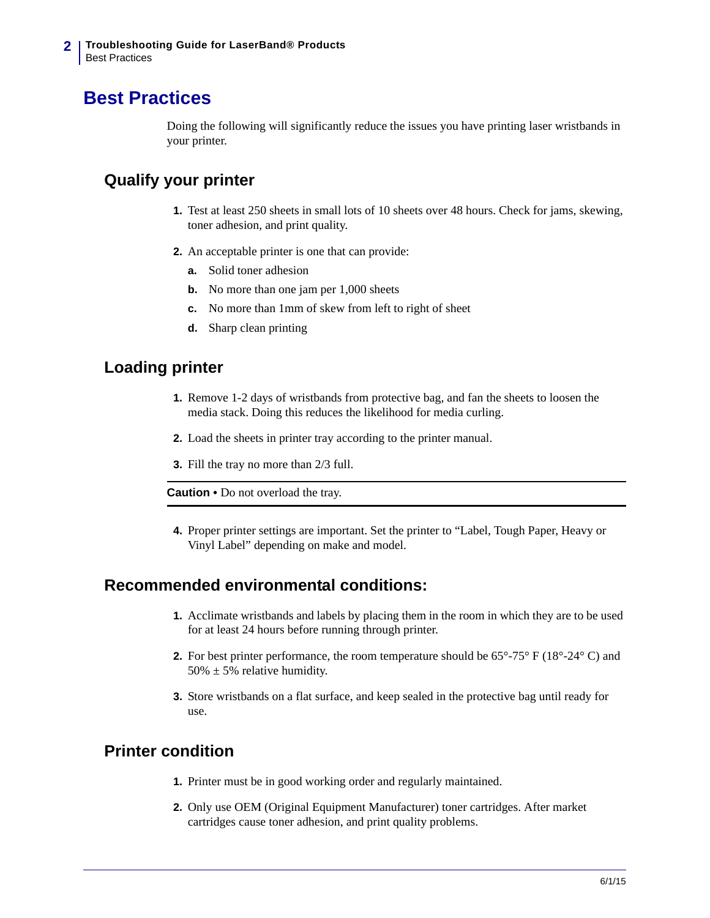# Best Practices

Doing the following will significantly reduce the issues you have printing laser wristbands in your printer.

## Qualify your printer

1. Test at least 250 sheets in small lots of 10 sheets over 48 hours. Check for jams, skewing, toner adhesion, and print quality.
2. An acceptable printer is one that can provide:
   a. Solid toner adhesion
   b. No more than one jam per 1,000 sheets
   c. No more than 1mm of skew from left to right of sheet
   d. Sharp clean printing

## Loading printer

1. Remove 1-2 days of wristbands from protective bag, and fan the sheets to loosen the media stack. Doing this reduces the likelihood for media curling.
2. Load the sheets in printer tray according to the printer manual.
3. Fill the tray no more than 2/3 full.

**Caution •** Do not overload the tray.

4. Proper printer settings are important. Set the printer to “Label, Tough Paper, Heavy or Vinyl Label” depending on make and model.

## Recommended environmental conditions:

1. Acclimate wristbands and labels by placing them in the room in which they are to be used for at least 24 hours before running through printer.
2. For best printer performance, the room temperature should be 65°-75° F (18°-24° C) and 50% ± 5% relative humidity.
3. Store wristbands on a flat surface, and keep sealed in the protective bag until ready for use.

## Printer condition

1. Printer must be in good working order and regularly maintained.
2. Only use OEM (Original Equipment Manufacturer) toner cartridges. After market cartridges cause toner adhesion, and print quality problems.